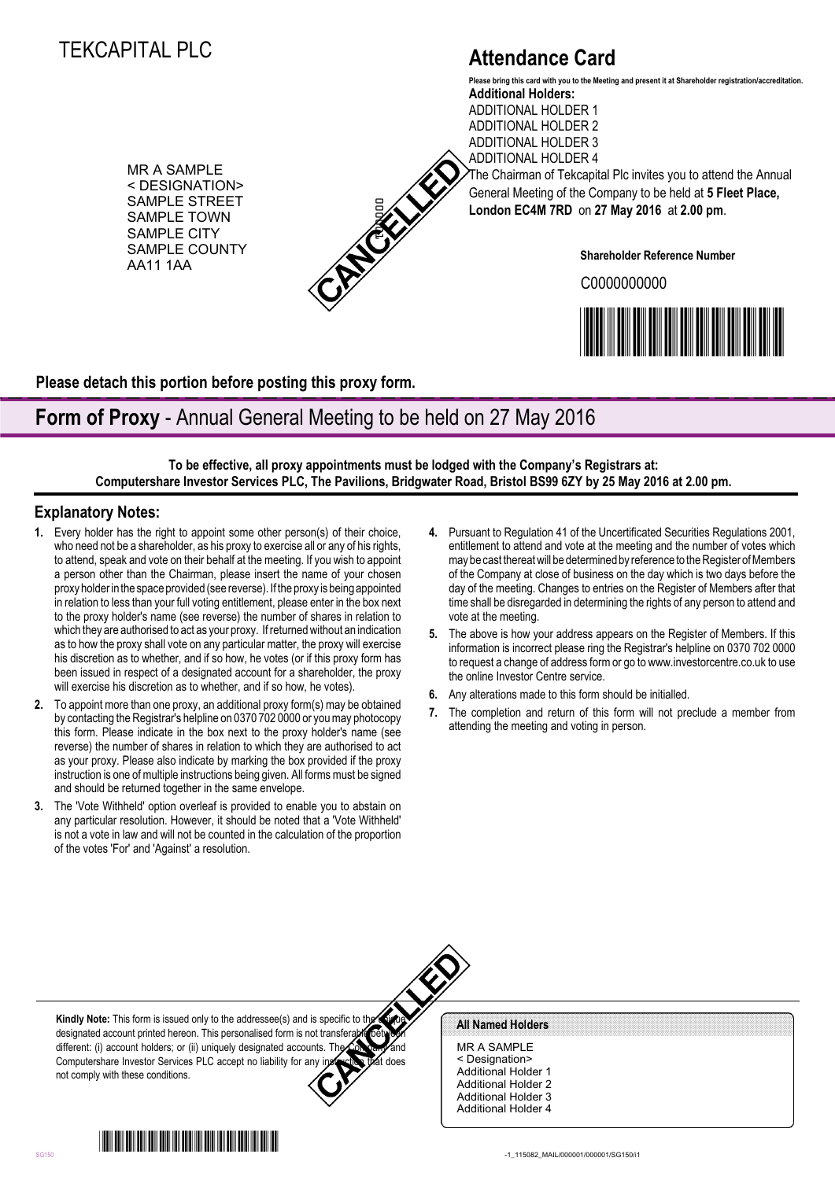# TEKCAPITAL PLC

MR A SAMPLE
< DESIGNATION>
SAMPLE STREET
SAMPLE TOWN
SAMPLE CITY
SAMPLE COUNTY
AA11 1AA

## Attendance Card

**Please bring this card with you to the Meeting and present it at Shareholder registration/accreditation.**

**Additional Holders:**
ADDITIONAL HOLDER 1
ADDITIONAL HOLDER 2
ADDITIONAL HOLDER 3
ADDITIONAL HOLDER 4

The Chairman of Tekcapital Plc invites you to attend the Annual General Meeting of the Company to be held at **5 Fleet Place, London EC4M 7RD** on **27 May 2016** at **2.00 pm**.

**Shareholder Reference Number**

C0000000000

**Please detach this portion before posting this proxy form.**

## Form of Proxy - Annual General Meeting to be held on 27 May 2016

**To be effective, all proxy appointments must be lodged with the Company's Registrars at: Computershare Investor Services PLC, The Pavilions, Bridgwater Road, Bristol BS99 6ZY by 25 May 2016 at 2.00 pm.**

### Explanatory Notes:

1. Every holder has the right to appoint some other person(s) of their choice, who need not be a shareholder, as his proxy to exercise all or any of his rights, to attend, speak and vote on their behalf at the meeting. If you wish to appoint a person other than the Chairman, please insert the name of your chosen proxy holder in the space provided (see reverse). If the proxy is being appointed in relation to less than your full voting entitlement, please enter in the box next to the proxy holder's name (see reverse) the number of shares in relation to which they are authorised to act as your proxy. If returned without an indication as to how the proxy shall vote on any particular matter, the proxy will exercise his discretion as to whether, and if so how, he votes (or if this proxy form has been issued in respect of a designated account for a shareholder, the proxy will exercise his discretion as to whether, and if so, how, he votes).
2. To appoint more than one proxy, an additional proxy form(s) may be obtained by contacting the Registrar's helpline on 0370 702 0000 or you may photocopy this form. Please indicate in the box next to the proxy holder's name (see reverse) the number of shares in relation to which they are authorised to act as your proxy. Please also indicate by marking the box provided if the proxy instruction is one of multiple instructions being given. All forms must be signed and should be returned together in the same envelope.
3. The 'Vote Withheld' option overleaf is provided to enable you to abstain on any particular resolution. However, it should be noted that a 'Vote Withheld' is not a vote in law and will not be counted in the calculation of the proportion of the votes 'For' and 'Against' a resolution.
4. Pursuant to Regulation 41 of the Uncertificated Securities Regulations 2001, entitlement to attend and vote at the meeting and the number of votes which may be cast thereat will be determined by reference to the Register of Members of the Company at close of business on the day which is two days before the day of the meeting. Changes to entries on the Register of Members after that time shall be disregarded in determining the rights of any person to attend and vote at the meeting.
5. The above is how your address appears on the Register of Members. If this information is incorrect please ring the Registrar's helpline on 0370 702 0000 to request a change of address form or go to www.investorcentre.co.uk to use the online Investor Centre service.
6. Any alterations made to this form should be initialled.
7. The completion and return of this form will not preclude a member from attending the meeting and voting in person.

**Kindly Note:** This form is issued only to the addressee(s) and is specific to the unique designated account printed hereon. This personalised form is not transferable between different: (i) account holders; or (ii) uniquely designated accounts. The Company and Computershare Investor Services PLC accept no liability for any instruction that does not comply with these conditions.

**All Named Holders**

MR A SAMPLE
< Designation>
Additional Holder 1
Additional Holder 2
Additional Holder 3
Additional Holder 4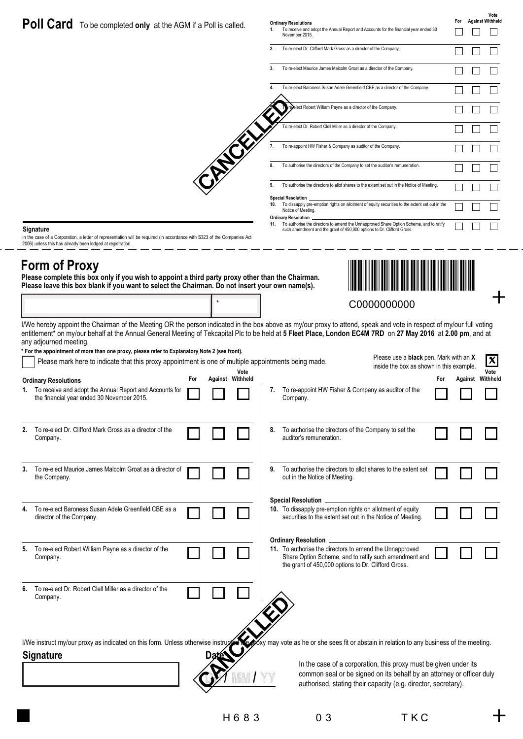# Poll Card

To be completed **only** at the AGM if a Poll is called.

| | For | Against | Vote Withheld |
|---|---|---|---|
| **Ordinary Resolutions** | | | |
| 1. To receive and adopt the Annual Report and Accounts for the financial year ended 30 November 2015. | ☐ | ☐ | ☐ |
| 2. To re-elect Dr. Clifford Mark Gross as a director of the Company. | ☐ | ☐ | ☐ |
| 3. To re-elect Maurice James Malcolm Groat as a director of the Company. | ☐ | ☐ | ☐ |
| 4. To re-elect Baroness Susan Adele Greenfield CBE as a director of the Company. | ☐ | ☐ | ☐ |
| 5. To re-elect Robert William Payne as a director of the Company. | ☐ | ☐ | ☐ |
| 6. To re-elect Dr. Robert Clell Miller as a director of the Company. | ☐ | ☐ | ☐ |
| 7. To re-appoint HW Fisher & Company as auditor of the Company. | ☐ | ☐ | ☐ |
| 8. To authorise the directors of the Company to set the auditor's remuneration. | ☐ | ☐ | ☐ |
| 9. To authorise the directors to allot shares to the extent set out in the Notice of Meeting. | ☐ | ☐ | ☐ |
| **Special Resolution** | | | |
| 10. To dissapply pre-emption rights on allotment of equity securities to the extent set out in the Notice of Meeting. | ☐ | ☐ | ☐ |
| **Ordinary Resolution** | | | |
| 11. To authorise the directors to amend the Unnapproved Share Option Scheme, and to ratify such amendment and the grant of 450,000 options to Dr. Clifford Gross. | ☐ | ☐ | ☐ |

CANCELLED

**Signature**

In the case of a Corporation, a letter of representation will be required (in accordance with S323 of the Companies Act 2006) unless this has already been lodged at registration.

# Form of Proxy

**Please complete this box only if you wish to appoint a third party proxy other than the Chairman. Please leave this box blank if you want to select the Chairman. Do not insert your own name(s).**

C0000000000

I/We hereby appoint the Chairman of the Meeting OR the person indicated in the box above as my/our proxy to attend, speak and vote in respect of my/our full voting entitlement* on my/our behalf at the Annual General Meeting of Tekcapital Plc to be held at **5 Fleet Place, London EC4M 7RD** on **27 May 2016** at **2.00 pm**, and at any adjourned meeting.

**\* For the appointment of more than one proxy, please refer to Explanatory Note 2 (see front).**

☐ Please mark here to indicate that this proxy appointment is one of multiple appointments being made.

Please use a **black** pen. Mark with an **X** inside the box as shown in this example. ☒

| | For | Against | Vote Withheld |
|---|---|---|---|
| **Ordinary Resolutions** | | | |
| 1. To receive and adopt the Annual Report and Accounts for the financial year ended 30 November 2015. | ☐ | ☐ | ☐ |
| 2. To re-elect Dr. Clifford Mark Gross as a director of the Company. | ☐ | ☐ | ☐ |
| 3. To re-elect Maurice James Malcolm Groat as a director of the Company. | ☐ | ☐ | ☐ |
| 4. To re-elect Baroness Susan Adele Greenfield CBE as a director of the Company. | ☐ | ☐ | ☐ |
| 5. To re-elect Robert William Payne as a director of the Company. | ☐ | ☐ | ☐ |
| 6. To re-elect Dr. Robert Clell Miller as a director of the Company. | ☐ | ☐ | ☐ |
| 7. To re-appoint HW Fisher & Company as auditor of the Company. | ☐ | ☐ | ☐ |
| 8. To authorise the directors of the Company to set the auditor's remuneration. | ☐ | ☐ | ☐ |
| 9. To authorise the directors to allot shares to the extent set out in the Notice of Meeting. | ☐ | ☐ | ☐ |
| **Special Resolution** | | | |
| 10. To dissapply pre-emption rights on allotment of equity securities to the extent set out in the Notice of Meeting. | ☐ | ☐ | ☐ |
| **Ordinary Resolution** | | | |
| 11. To authorise the directors to amend the Unnapproved Share Option Scheme, and to ratify such amendment and the grant of 450,000 options to Dr. Clifford Gross. | ☐ | ☐ | ☐ |

I/We instruct my/our proxy as indicated on this form. Unless otherwise instructed the proxy may vote as he or she sees fit or abstain in relation to any business of the meeting.

**Signature**

**Date**

DD / MM / YY

CANCELLED

In the case of a corporation, this proxy must be given under its common seal or be signed on its behalf by an attorney or officer duly authorised, stating their capacity (e.g. director, secretary).

H683 03 TKC